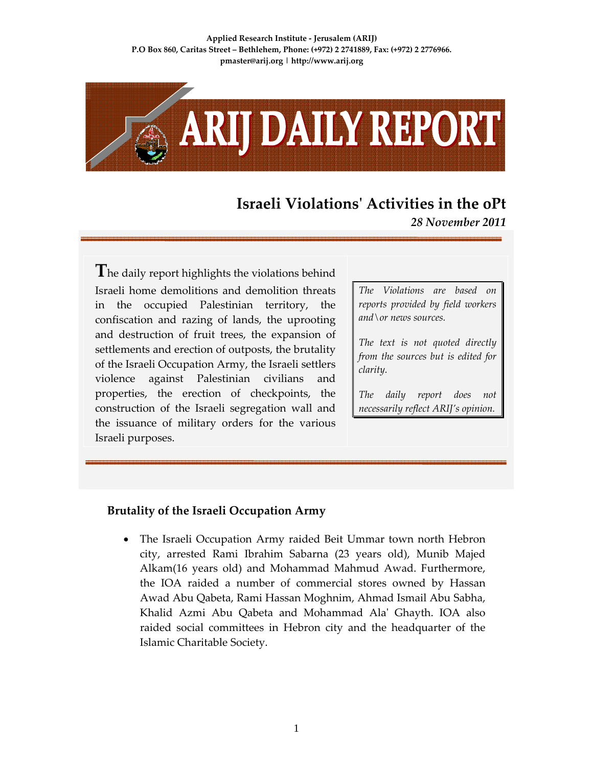Applied Research Institute - Jerusalem (ARIJ)
P.O Box 860, Caritas Street – Bethlehem, Phone: (+972) 2 2741889, Fax: (+972) 2 2776966.
pmaster@arij.org | http://www.arij.org

# ARIJ DAILY REPORT

## Israeli Violations' Activities in the oPt

*28 November 2011*

The daily report highlights the violations behind Israeli home demolitions and demolition threats in the occupied Palestinian territory, the confiscation and razing of lands, the uprooting and destruction of fruit trees, the expansion of settlements and erection of outposts, the brutality of the Israeli Occupation Army, the Israeli settlers violence against Palestinian civilians and properties, the erection of checkpoints, the construction of the Israeli segregation wall and the issuance of military orders for the various Israeli purposes.

*The Violations are based on reports provided by field workers and\or news sources.*

*The text is not quoted directly from the sources but is edited for clarity.*

*The daily report does not necessarily reflect ARIJ's opinion.*

### Brutality of the Israeli Occupation Army

- The Israeli Occupation Army raided Beit Ummar town north Hebron city, arrested Rami Ibrahim Sabarna (23 years old), Munib Majed Alkam(16 years old) and Mohammad Mahmud Awad. Furthermore, the IOA raided a number of commercial stores owned by Hassan Awad Abu Qabeta, Rami Hassan Moghnim, Ahmad Ismail Abu Sabha, Khalid Azmi Abu Qabeta and Mohammad Ala' Ghayth. IOA also raided social committees in Hebron city and the headquarter of the Islamic Charitable Society.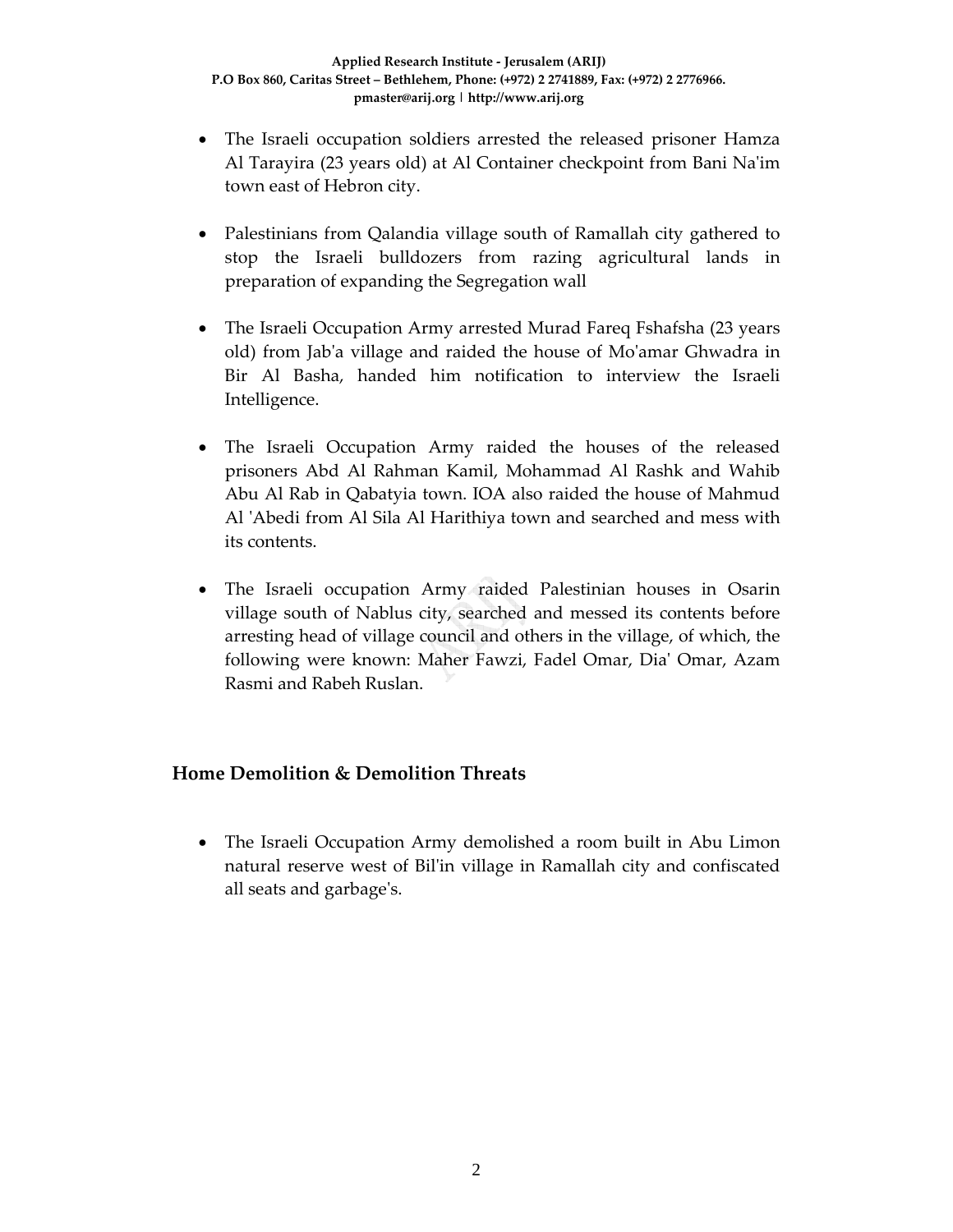- The Israeli occupation soldiers arrested the released prisoner Hamza Al Tarayira (23 years old) at Al Container checkpoint from Bani Na'im town east of Hebron city.

- Palestinians from Qalandia village south of Ramallah city gathered to stop the Israeli bulldozers from razing agricultural lands in preparation of expanding the Segregation wall

- The Israeli Occupation Army arrested Murad Fareq Fshafsha (23 years old) from Jab'a village and raided the house of Mo'amar Ghwadra in Bir Al Basha, handed him notification to interview the Israeli Intelligence.

- The Israeli Occupation Army raided the houses of the released prisoners Abd Al Rahman Kamil, Mohammad Al Rashk and Wahib Abu Al Rab in Qabatyia town. IOA also raided the house of Mahmud Al 'Abedi from Al Sila Al Harithiya town and searched and mess with its contents.

- The Israeli occupation Army raided Palestinian houses in Osarin village south of Nablus city, searched and messed its contents before arresting head of village council and others in the village, of which, the following were known: Maher Fawzi, Fadel Omar, Dia' Omar, Azam Rasmi and Rabeh Ruslan.

## Home Demolition & Demolition Threats

- The Israeli Occupation Army demolished a room built in Abu Limon natural reserve west of Bil'in village in Ramallah city and confiscated all seats and garbage's.